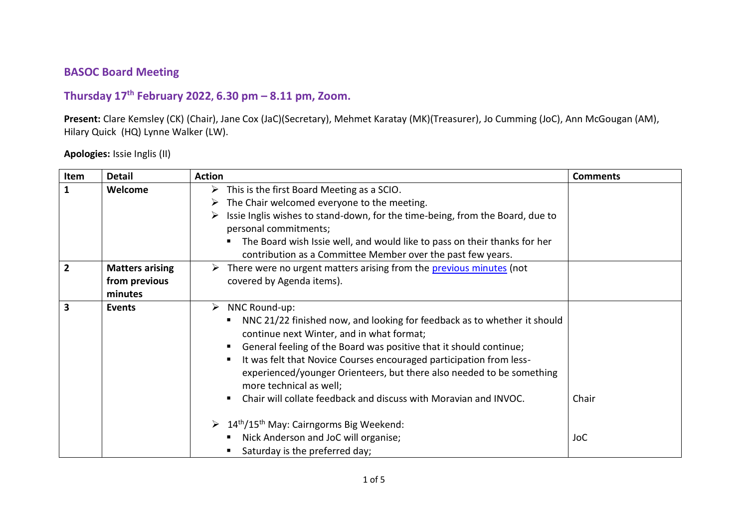## BASOC Board Meeting

## Thursday 17th February 2022, 6.30 pm – 8.11 pm, Zoom.

**Present:** Clare Kemsley (CK) (Chair), Jane Cox (JaC)(Secretary), Mehmet Karatay (MK)(Treasurer), Jo Cumming (JoC), Ann McGougan (AM), Hilary Quick (HQ) Lynne Walker (LW).

**Apologies:** Issie Inglis (II)

| Item | Detail | Action | Comments |
|---|---|---|---|
| **1** | **Welcome** | ➢ This is the first Board Meeting as a SCIO.<br>➢ The Chair welcomed everyone to the meeting.<br>➢ Issie Inglis wishes to stand-down, for the time-being, from the Board, due to personal commitments;<br>▪ The Board wish Issie well, and would like to pass on their thanks for her contribution as a Committee Member over the past few years. | |
| **2** | **Matters arising from previous minutes** | ➢ There were no urgent matters arising from the [previous minutes] (not covered by Agenda items). | |
| **3** | **Events** | ➢ NNC Round-up:<br>▪ NNC 21/22 finished now, and looking for feedback as to whether it should continue next Winter, and in what format;<br>▪ General feeling of the Board was positive that it should continue;<br>▪ It was felt that Novice Courses encouraged participation from less-experienced/younger Orienteers, but there also needed to be something more technical as well;<br>▪ Chair will collate feedback and discuss with Moravian and INVOC.<br><br>➢ 14th/15th May: Cairngorms Big Weekend:<br>▪ Nick Anderson and JoC will organise;<br>▪ Saturday is the preferred day; | Chair<br><br><br>JoC |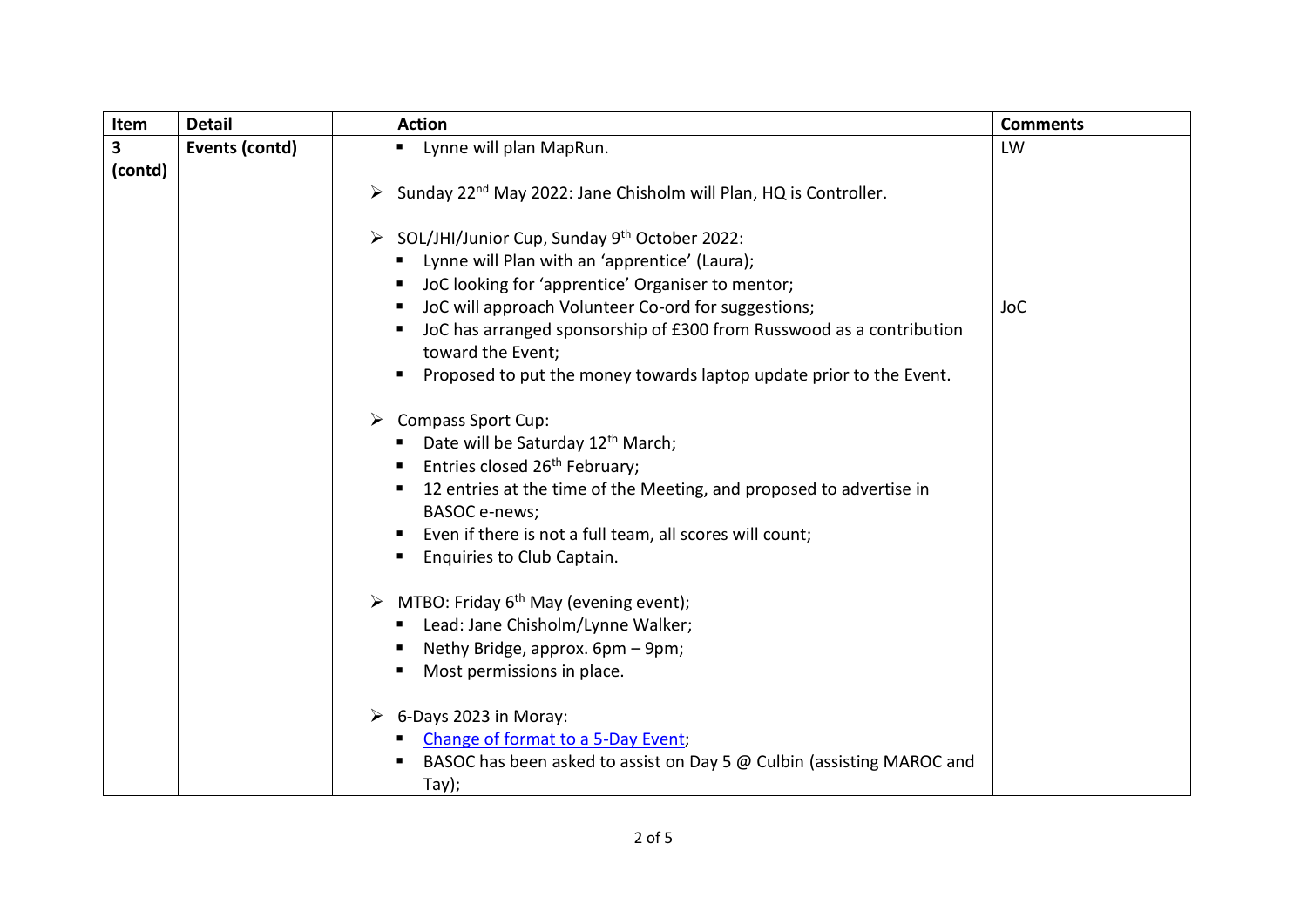| Item | Detail | Action | Comments |
|---|---|---|---|
| 3 (contd) | Events (contd) | ▪ Lynne will plan MapRun.<br><br>➢ Sunday 22nd May 2022: Jane Chisholm will Plan, HQ is Controller.<br><br>➢ SOL/JHI/Junior Cup, Sunday 9th October 2022:<br>▪ Lynne will Plan with an 'apprentice' (Laura);<br>▪ JoC looking for 'apprentice' Organiser to mentor;<br>▪ JoC will approach Volunteer Co-ord for suggestions;<br>▪ JoC has arranged sponsorship of £300 from Russwood as a contribution toward the Event;<br>▪ Proposed to put the money towards laptop update prior to the Event.<br><br>➢ Compass Sport Cup:<br>▪ Date will be Saturday 12th March;<br>▪ Entries closed 26th February;<br>▪ 12 entries at the time of the Meeting, and proposed to advertise in BASOC e-news;<br>▪ Even if there is not a full team, all scores will count;<br>▪ Enquiries to Club Captain.<br><br>➢ MTBO: Friday 6th May (evening event);<br>▪ Lead: Jane Chisholm/Lynne Walker;<br>▪ Nethy Bridge, approx. 6pm – 9pm;<br>▪ Most permissions in place.<br><br>➢ 6-Days 2023 in Moray:<br>▪ Change of format to a 5-Day Event;<br>▪ BASOC has been asked to assist on Day 5 @ Culbin (assisting MAROC and Tay); | LW<br><br><br><br><br><br><br>JoC |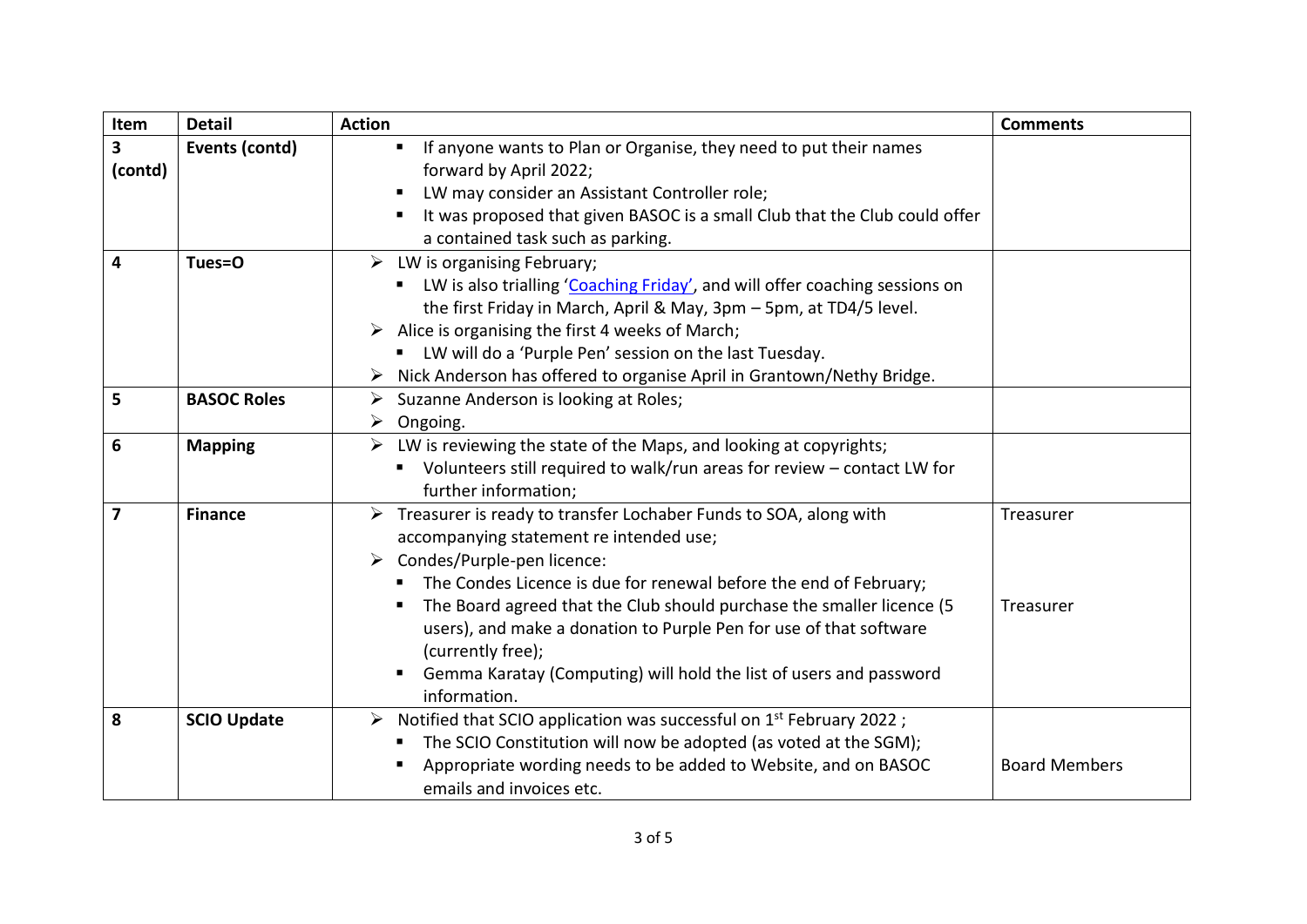| Item | Detail | Action | Comments |
|---|---|---|---|
| **3 (contd)** | **Events (contd)** | ▪ If anyone wants to Plan or Organise, they need to put their names forward by April 2022;<br>▪ LW may consider an Assistant Controller role;<br>▪ It was proposed that given BASOC is a small Club that the Club could offer a contained task such as parking. | |
| **4** | **Tues=O** | ➢ LW is organising February;<br>▪ LW is also trialling 'Coaching Friday', and will offer coaching sessions on the first Friday in March, April & May, 3pm – 5pm, at TD4/5 level.<br>➢ Alice is organising the first 4 weeks of March;<br>▪ LW will do a 'Purple Pen' session on the last Tuesday.<br>➢ Nick Anderson has offered to organise April in Grantown/Nethy Bridge. | |
| **5** | **BASOC Roles** | ➢ Suzanne Anderson is looking at Roles;<br>➢ Ongoing. | |
| **6** | **Mapping** | ➢ LW is reviewing the state of the Maps, and looking at copyrights;<br>▪ Volunteers still required to walk/run areas for review – contact LW for further information; | |
| **7** | **Finance** | ➢ Treasurer is ready to transfer Lochaber Funds to SOA, along with accompanying statement re intended use;<br>➢ Condes/Purple-pen licence:<br>▪ The Condes Licence is due for renewal before the end of February;<br>▪ The Board agreed that the Club should purchase the smaller licence (5 users), and make a donation to Purple Pen for use of that software (currently free);<br>▪ Gemma Karatay (Computing) will hold the list of users and password information. | Treasurer<br><br>Treasurer |
| **8** | **SCIO Update** | ➢ Notified that SCIO application was successful on 1st February 2022 ;<br>▪ The SCIO Constitution will now be adopted (as voted at the SGM);<br>▪ Appropriate wording needs to be added to Website, and on BASOC emails and invoices etc. | Board Members |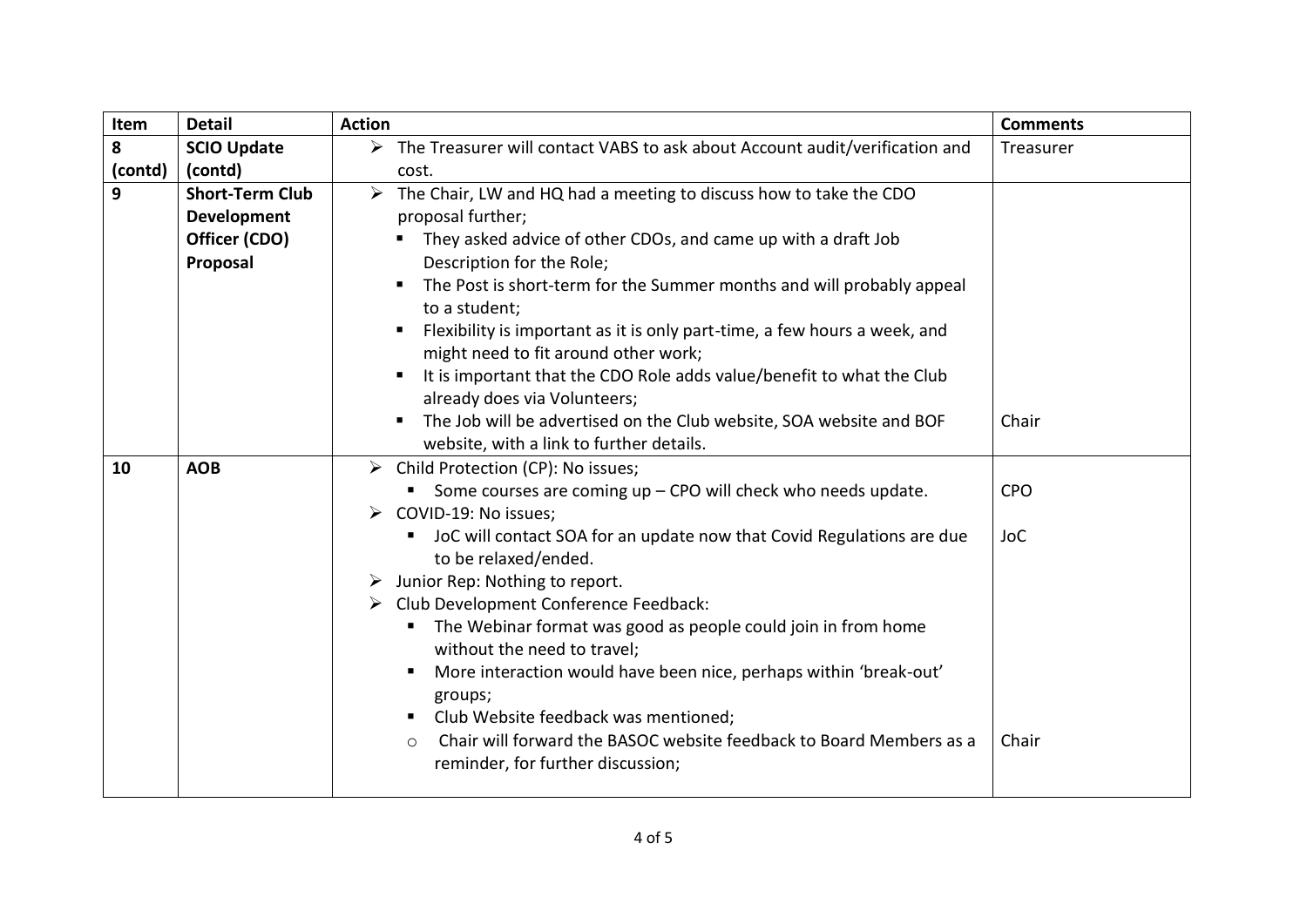| Item | Detail | Action | Comments |
| --- | --- | --- | --- |
| 8 (contd) | **SCIO Update (contd)** | ➢ The Treasurer will contact VABS to ask about Account audit/verification and cost. | Treasurer |
| 9 | **Short-Term Club Development Officer (CDO) Proposal** | ➢ The Chair, LW and HQ had a meeting to discuss how to take the CDO proposal further;<br>▪ They asked advice of other CDOs, and came up with a draft Job Description for the Role;<br>▪ The Post is short-term for the Summer months and will probably appeal to a student;<br>▪ Flexibility is important as it is only part-time, a few hours a week, and might need to fit around other work;<br>▪ It is important that the CDO Role adds value/benefit to what the Club already does via Volunteers;<br>▪ The Job will be advertised on the Club website, SOA website and BOF website, with a link to further details. | Chair |
| 10 | **AOB** | ➢ Child Protection (CP): No issues;<br>▪ Some courses are coming up – CPO will check who needs update.<br>➢ COVID-19: No issues;<br>▪ JoC will contact SOA for an update now that Covid Regulations are due to be relaxed/ended.<br>➢ Junior Rep: Nothing to report.<br>➢ Club Development Conference Feedback:<br>▪ The Webinar format was good as people could join in from home without the need to travel;<br>▪ More interaction would have been nice, perhaps within 'break-out' groups;<br>▪ Club Website feedback was mentioned;<br>○ Chair will forward the BASOC website feedback to Board Members as a reminder, for further discussion; | CPO<br>JoC<br>Chair |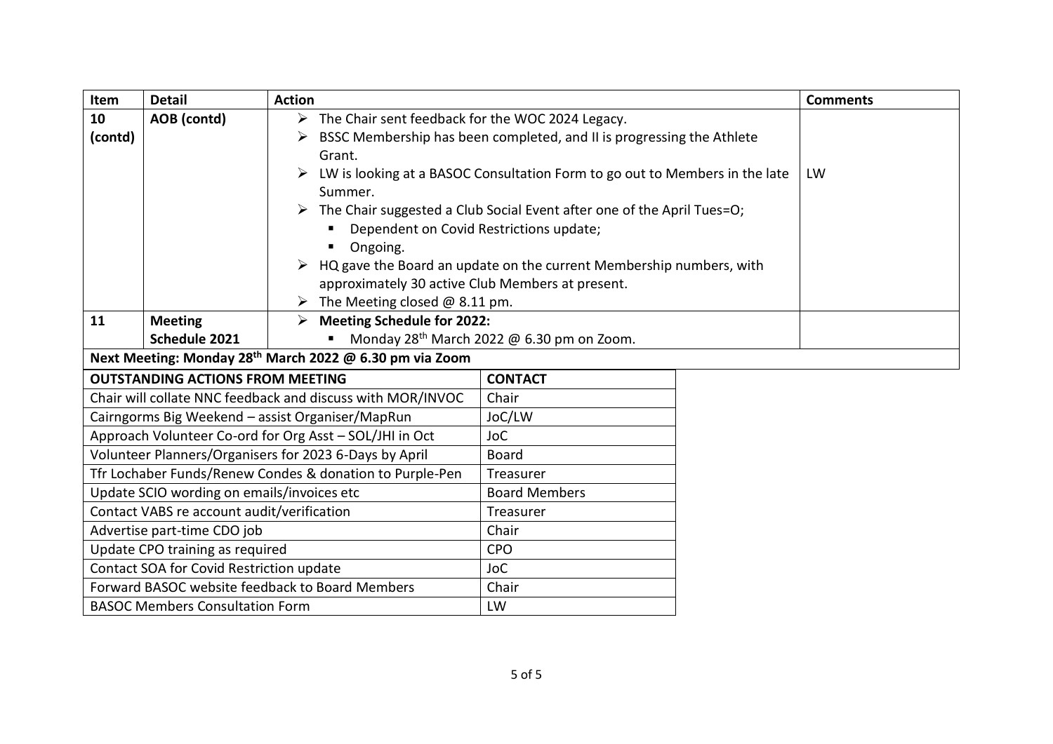| Item | Detail | Action | Comments |
|---|---|---|---|
| 10 (contd) | AOB (contd) | ➢ The Chair sent feedback for the WOC 2024 Legacy.<br>➢ BSSC Membership has been completed, and II is progressing the Athlete Grant.<br>➢ LW is looking at a BASOC Consultation Form to go out to Members in the late Summer.<br>➢ The Chair suggested a Club Social Event after one of the April Tues=O;<br>▪ Dependent on Covid Restrictions update;<br>▪ Ongoing.<br>➢ HQ gave the Board an update on the current Membership numbers, with approximately 30 active Club Members at present.<br>➢ The Meeting closed @ 8.11 pm. | LW |
| 11 | **Meeting Schedule 2021** | ➢ **Meeting Schedule for 2022:**<br>▪ Monday 28th March 2022 @ 6.30 pm on Zoom. | |

**Next Meeting: Monday 28th March 2022 @ 6.30 pm via Zoom**

| OUTSTANDING ACTIONS FROM MEETING | CONTACT |
|---|---|
| Chair will collate NNC feedback and discuss with MOR/INVOC | Chair |
| Cairngorms Big Weekend – assist Organiser/MapRun | JoC/LW |
| Approach Volunteer Co-ord for Org Asst – SOL/JHI in Oct | JoC |
| Volunteer Planners/Organisers for 2023 6-Days by April | Board |
| Tfr Lochaber Funds/Renew Condes & donation to Purple-Pen | Treasurer |
| Update SCIO wording on emails/invoices etc | Board Members |
| Contact VABS re account audit/verification | Treasurer |
| Advertise part-time CDO job | Chair |
| Update CPO training as required | CPO |
| Contact SOA for Covid Restriction update | JoC |
| Forward BASOC website feedback to Board Members | Chair |
| BASOC Members Consultation Form | LW |